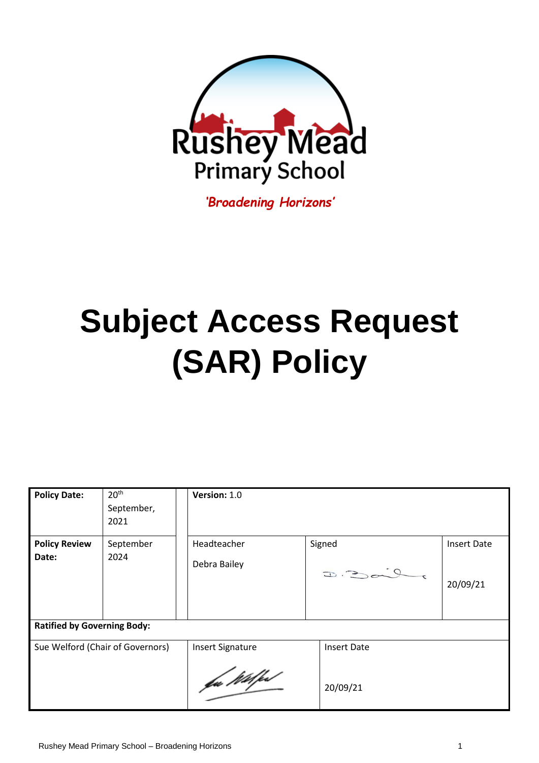Rushey Mead Primary School

*'Broadening Horizons'*

# Subject Access Request (SAR) Policy

| **Policy Date:** | 20th September, 2021 | | **Version:** 1.0 | | |
|---|---|---|---|---|---|
| **Policy Review Date:** | September 2024 | | Headteacher<br><br>Debra Bailey | Signed | Insert Date<br><br>20/09/21 |
| **Ratified by Governing Body:** | | | | | |
| Sue Welford (Chair of Governors) | | | Insert Signature | Insert Date<br><br>20/09/21 | |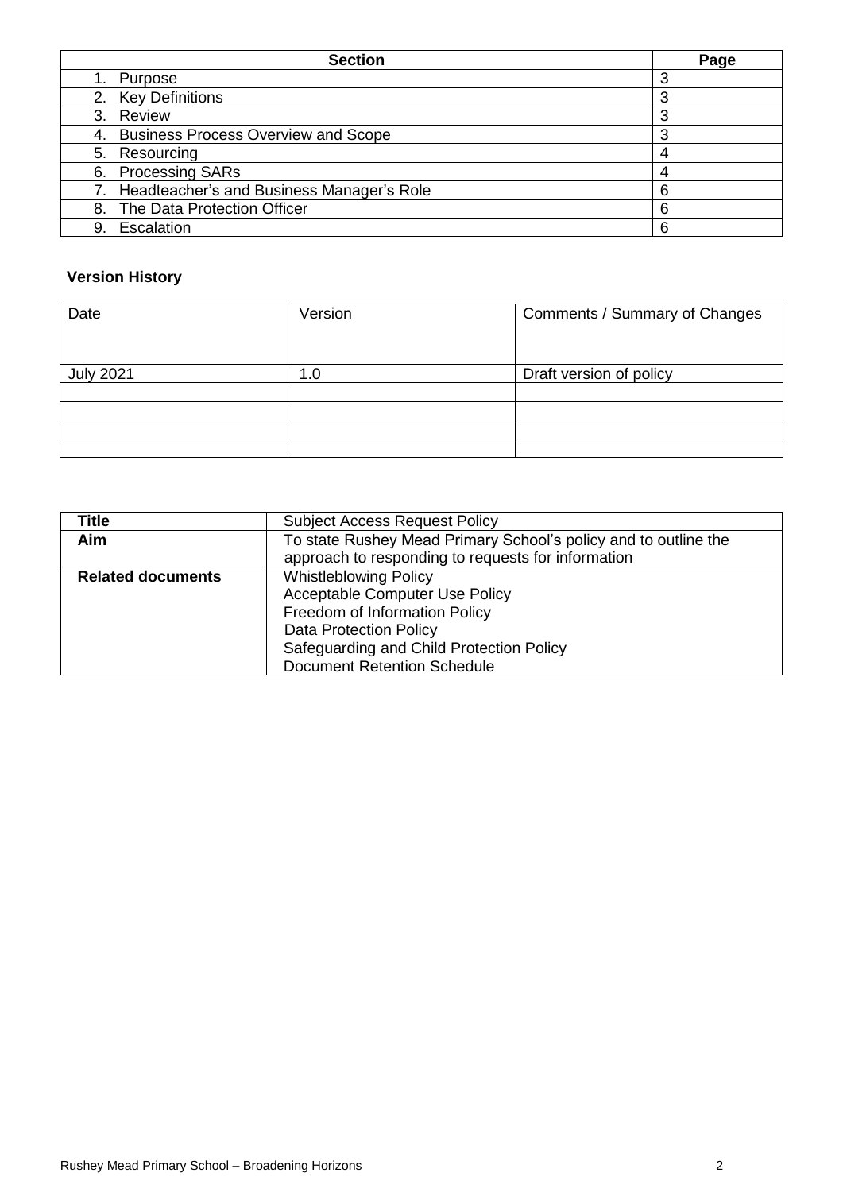| Section | Page |
|---|---|
| 1. Purpose | 3 |
| 2. Key Definitions | 3 |
| 3. Review | 3 |
| 4. Business Process Overview and Scope | 3 |
| 5. Resourcing | 4 |
| 6. Processing SARs | 4 |
| 7. Headteacher's and Business Manager's Role | 6 |
| 8. The Data Protection Officer | 6 |
| 9. Escalation | 6 |

**Version History**

| Date | Version | Comments / Summary of Changes |
|---|---|---|
| July 2021 | 1.0 | Draft version of policy |
| | | |
| | | |
| | | |
| | | |

| **Title** | Subject Access Request Policy |
|---|---|
| **Aim** | To state Rushey Mead Primary School's policy and to outline the approach to responding to requests for information |
| **Related documents** | Whistleblowing Policy<br>Acceptable Computer Use Policy<br>Freedom of Information Policy<br>Data Protection Policy<br>Safeguarding and Child Protection Policy<br>Document Retention Schedule |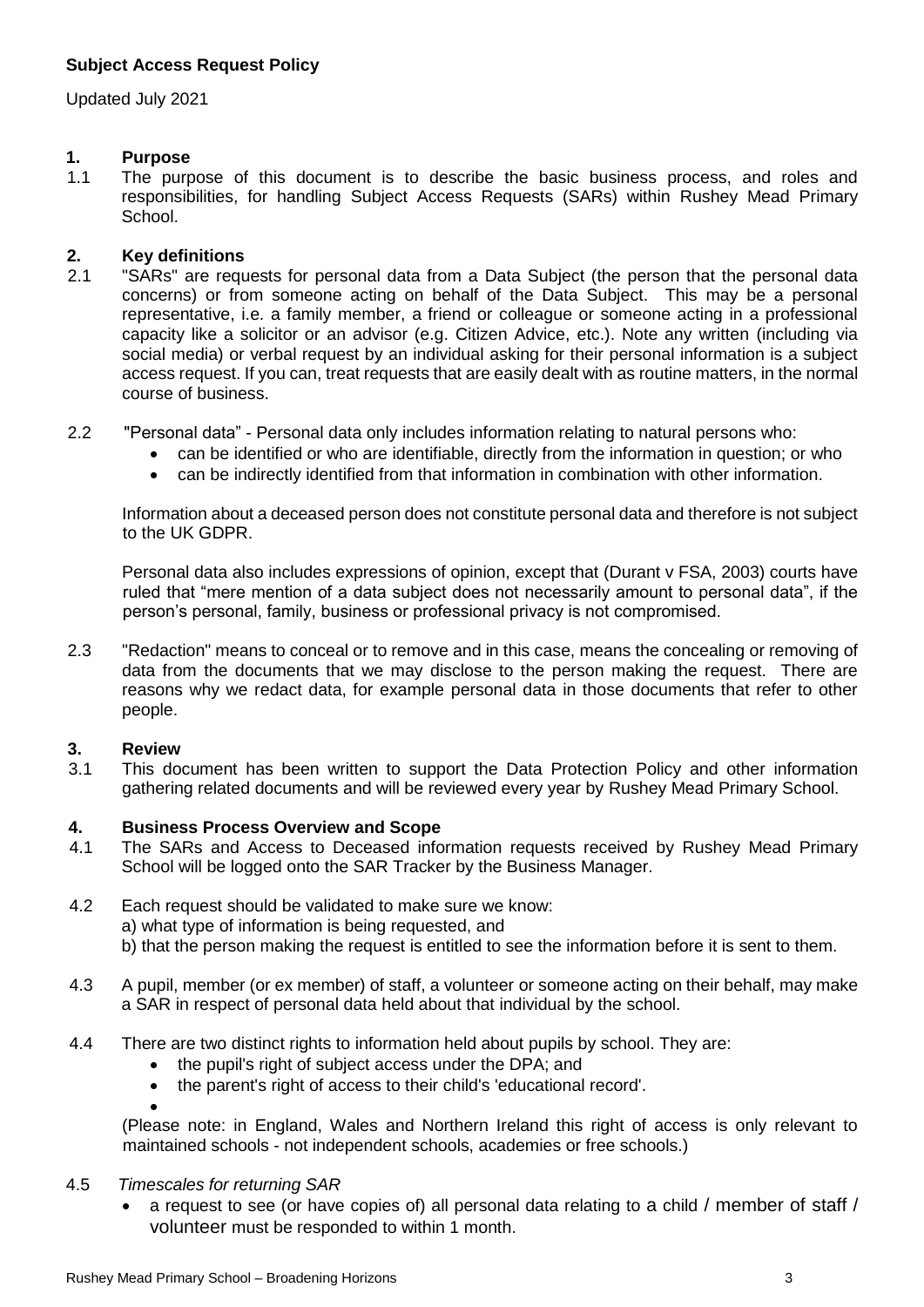**Subject Access Request Policy**

Updated July 2021

## 1. Purpose

1.1 The purpose of this document is to describe the basic business process, and roles and responsibilities, for handling Subject Access Requests (SARs) within Rushey Mead Primary School.

## 2. Key definitions

2.1 "SARs" are requests for personal data from a Data Subject (the person that the personal data concerns) or from someone acting on behalf of the Data Subject. This may be a personal representative, i.e. a family member, a friend or colleague or someone acting in a professional capacity like a solicitor or an advisor (e.g. Citizen Advice, etc.). Note any written (including via social media) or verbal request by an individual asking for their personal information is a subject access request. If you can, treat requests that are easily dealt with as routine matters, in the normal course of business.

2.2 "Personal data" - Personal data only includes information relating to natural persons who:

- can be identified or who are identifiable, directly from the information in question; or who
- can be indirectly identified from that information in combination with other information.

Information about a deceased person does not constitute personal data and therefore is not subject to the UK GDPR.

Personal data also includes expressions of opinion, except that (Durant v FSA, 2003) courts have ruled that "mere mention of a data subject does not necessarily amount to personal data", if the person's personal, family, business or professional privacy is not compromised.

2.3 "Redaction" means to conceal or to remove and in this case, means the concealing or removing of data from the documents that we may disclose to the person making the request. There are reasons why we redact data, for example personal data in those documents that refer to other people.

## 3. Review

3.1 This document has been written to support the Data Protection Policy and other information gathering related documents and will be reviewed every year by Rushey Mead Primary School.

## 4. Business Process Overview and Scope

4.1 The SARs and Access to Deceased information requests received by Rushey Mead Primary School will be logged onto the SAR Tracker by the Business Manager.

4.2 Each request should be validated to make sure we know:
a) what type of information is being requested, and
b) that the person making the request is entitled to see the information before it is sent to them.

4.3 A pupil, member (or ex member) of staff, a volunteer or someone acting on their behalf, may make a SAR in respect of personal data held about that individual by the school.

4.4 There are two distinct rights to information held about pupils by school. They are:

- the pupil's right of subject access under the DPA; and
- the parent's right of access to their child's 'educational record'.

(Please note: in England, Wales and Northern Ireland this right of access is only relevant to maintained schools - not independent schools, academies or free schools.)

4.5 *Timescales for returning SAR*

- a request to see (or have copies of) all personal data relating to a child / member of staff / volunteer must be responded to within 1 month.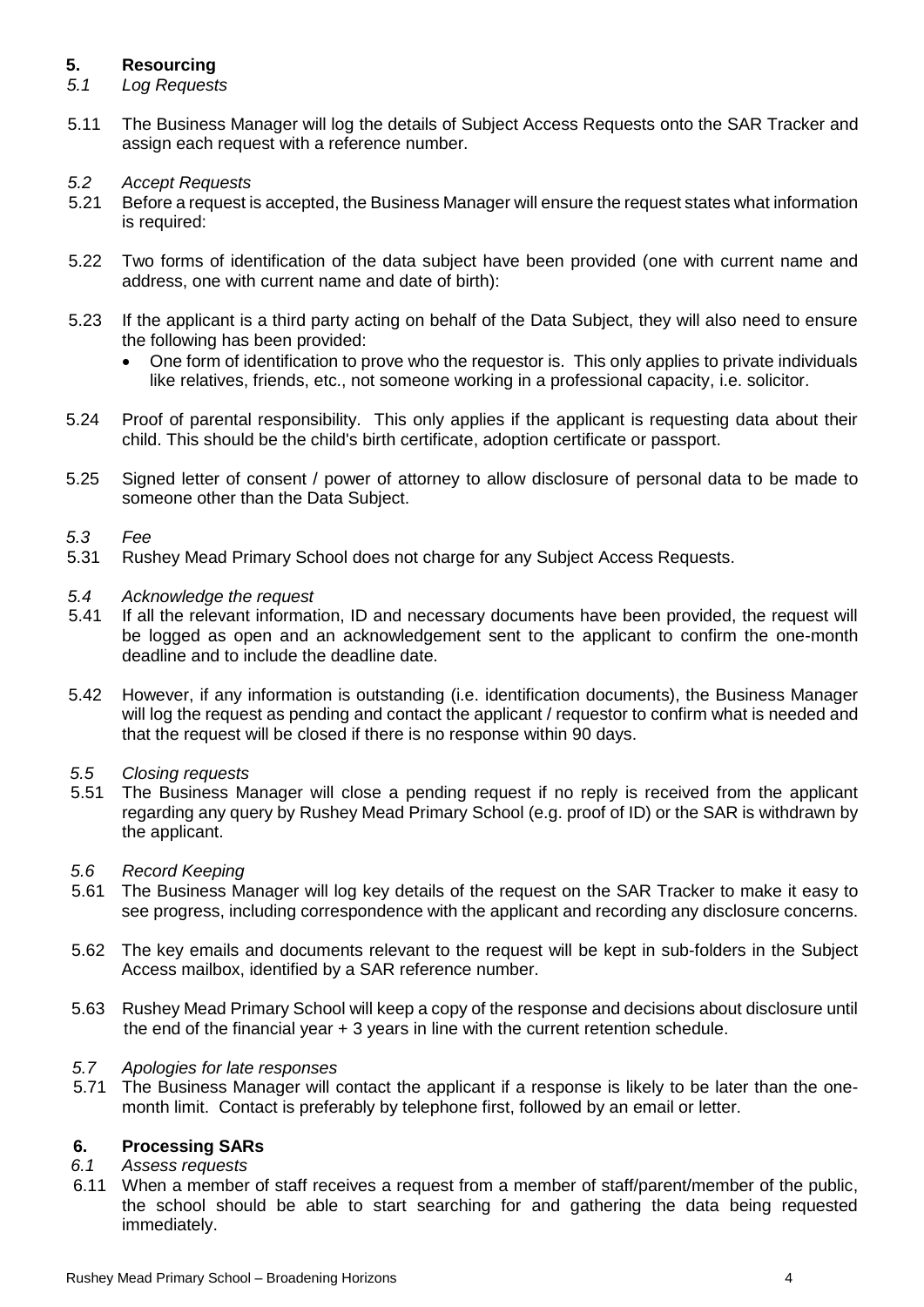## 5. Resourcing

### *5.1 Log Requests*

5.11 The Business Manager will log the details of Subject Access Requests onto the SAR Tracker and assign each request with a reference number.

### *5.2 Accept Requests*

5.21 Before a request is accepted, the Business Manager will ensure the request states what information is required:

5.22 Two forms of identification of the data subject have been provided (one with current name and address, one with current name and date of birth):

5.23 If the applicant is a third party acting on behalf of the Data Subject, they will also need to ensure the following has been provided:

- One form of identification to prove who the requestor is. This only applies to private individuals like relatives, friends, etc., not someone working in a professional capacity, i.e. solicitor.

5.24 Proof of parental responsibility. This only applies if the applicant is requesting data about their child. This should be the child's birth certificate, adoption certificate or passport.

5.25 Signed letter of consent / power of attorney to allow disclosure of personal data to be made to someone other than the Data Subject.

### *5.3 Fee*

5.31 Rushey Mead Primary School does not charge for any Subject Access Requests.

### *5.4 Acknowledge the request*

5.41 If all the relevant information, ID and necessary documents have been provided, the request will be logged as open and an acknowledgement sent to the applicant to confirm the one-month deadline and to include the deadline date.

5.42 However, if any information is outstanding (i.e. identification documents), the Business Manager will log the request as pending and contact the applicant / requestor to confirm what is needed and that the request will be closed if there is no response within 90 days.

### *5.5 Closing requests*

5.51 The Business Manager will close a pending request if no reply is received from the applicant regarding any query by Rushey Mead Primary School (e.g. proof of ID) or the SAR is withdrawn by the applicant.

### *5.6 Record Keeping*

5.61 The Business Manager will log key details of the request on the SAR Tracker to make it easy to see progress, including correspondence with the applicant and recording any disclosure concerns.

5.62 The key emails and documents relevant to the request will be kept in sub-folders in the Subject Access mailbox, identified by a SAR reference number.

5.63 Rushey Mead Primary School will keep a copy of the response and decisions about disclosure until the end of the financial year + 3 years in line with the current retention schedule.

### *5.7 Apologies for late responses*

5.71 The Business Manager will contact the applicant if a response is likely to be later than the one-month limit. Contact is preferably by telephone first, followed by an email or letter.

## 6. Processing SARs

### *6.1 Assess requests*

6.11 When a member of staff receives a request from a member of staff/parent/member of the public, the school should be able to start searching for and gathering the data being requested immediately.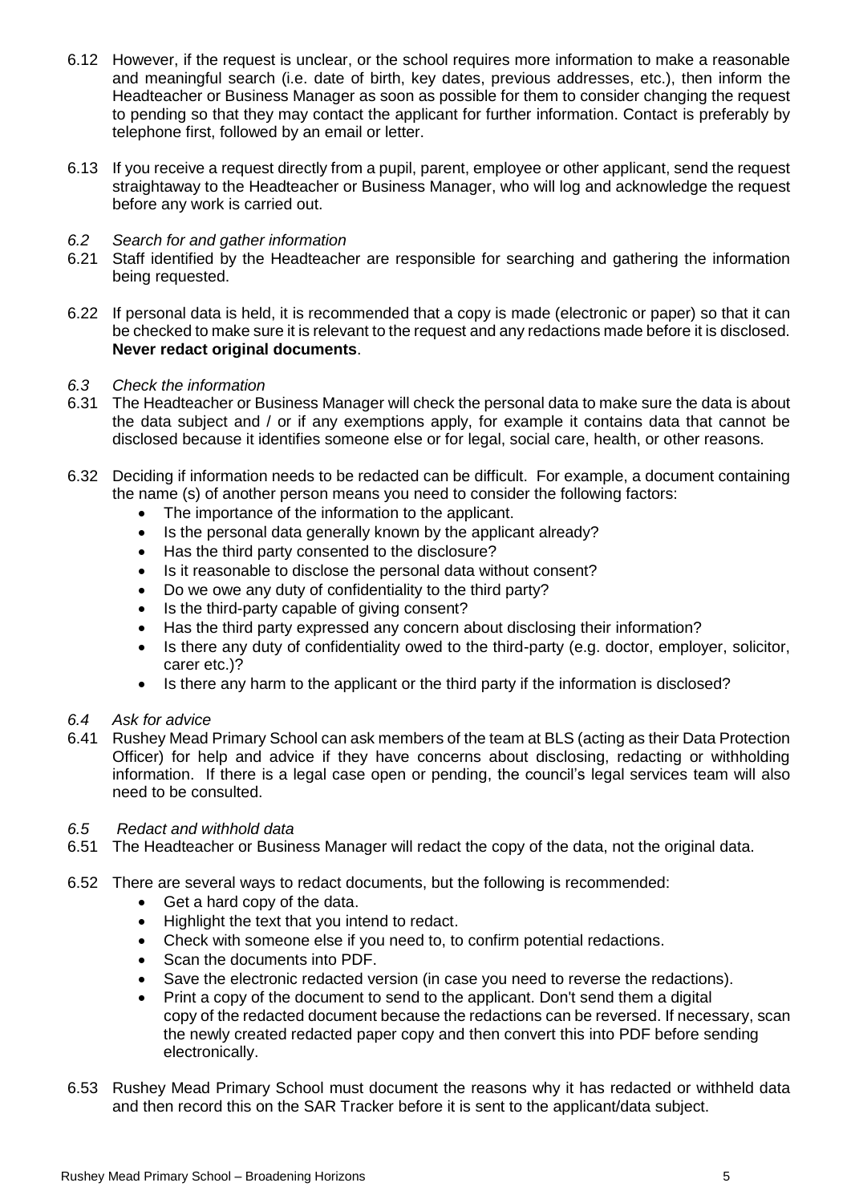6.12 However, if the request is unclear, or the school requires more information to make a reasonable and meaningful search (i.e. date of birth, key dates, previous addresses, etc.), then inform the Headteacher or Business Manager as soon as possible for them to consider changing the request to pending so that they may contact the applicant for further information. Contact is preferably by telephone first, followed by an email or letter.

6.13 If you receive a request directly from a pupil, parent, employee or other applicant, send the request straightaway to the Headteacher or Business Manager, who will log and acknowledge the request before any work is carried out.

*6.2 Search for and gather information*

6.21 Staff identified by the Headteacher are responsible for searching and gathering the information being requested.

6.22 If personal data is held, it is recommended that a copy is made (electronic or paper) so that it can be checked to make sure it is relevant to the request and any redactions made before it is disclosed. **Never redact original documents**.

*6.3 Check the information*

6.31 The Headteacher or Business Manager will check the personal data to make sure the data is about the data subject and / or if any exemptions apply, for example it contains data that cannot be disclosed because it identifies someone else or for legal, social care, health, or other reasons.

6.32 Deciding if information needs to be redacted can be difficult. For example, a document containing the name (s) of another person means you need to consider the following factors:

- The importance of the information to the applicant.
- Is the personal data generally known by the applicant already?
- Has the third party consented to the disclosure?
- Is it reasonable to disclose the personal data without consent?
- Do we owe any duty of confidentiality to the third party?
- Is the third-party capable of giving consent?
- Has the third party expressed any concern about disclosing their information?
- Is there any duty of confidentiality owed to the third-party (e.g. doctor, employer, solicitor, carer etc.)?
- Is there any harm to the applicant or the third party if the information is disclosed?

*6.4 Ask for advice*

6.41 Rushey Mead Primary School can ask members of the team at BLS (acting as their Data Protection Officer) for help and advice if they have concerns about disclosing, redacting or withholding information. If there is a legal case open or pending, the council's legal services team will also need to be consulted.

*6.5 Redact and withhold data*

6.51 The Headteacher or Business Manager will redact the copy of the data, not the original data.

6.52 There are several ways to redact documents, but the following is recommended:

- Get a hard copy of the data.
- Highlight the text that you intend to redact.
- Check with someone else if you need to, to confirm potential redactions.
- Scan the documents into PDF.
- Save the electronic redacted version (in case you need to reverse the redactions).
- Print a copy of the document to send to the applicant. Don't send them a digital copy of the redacted document because the redactions can be reversed. If necessary, scan the newly created redacted paper copy and then convert this into PDF before sending electronically.

6.53 Rushey Mead Primary School must document the reasons why it has redacted or withheld data and then record this on the SAR Tracker before it is sent to the applicant/data subject.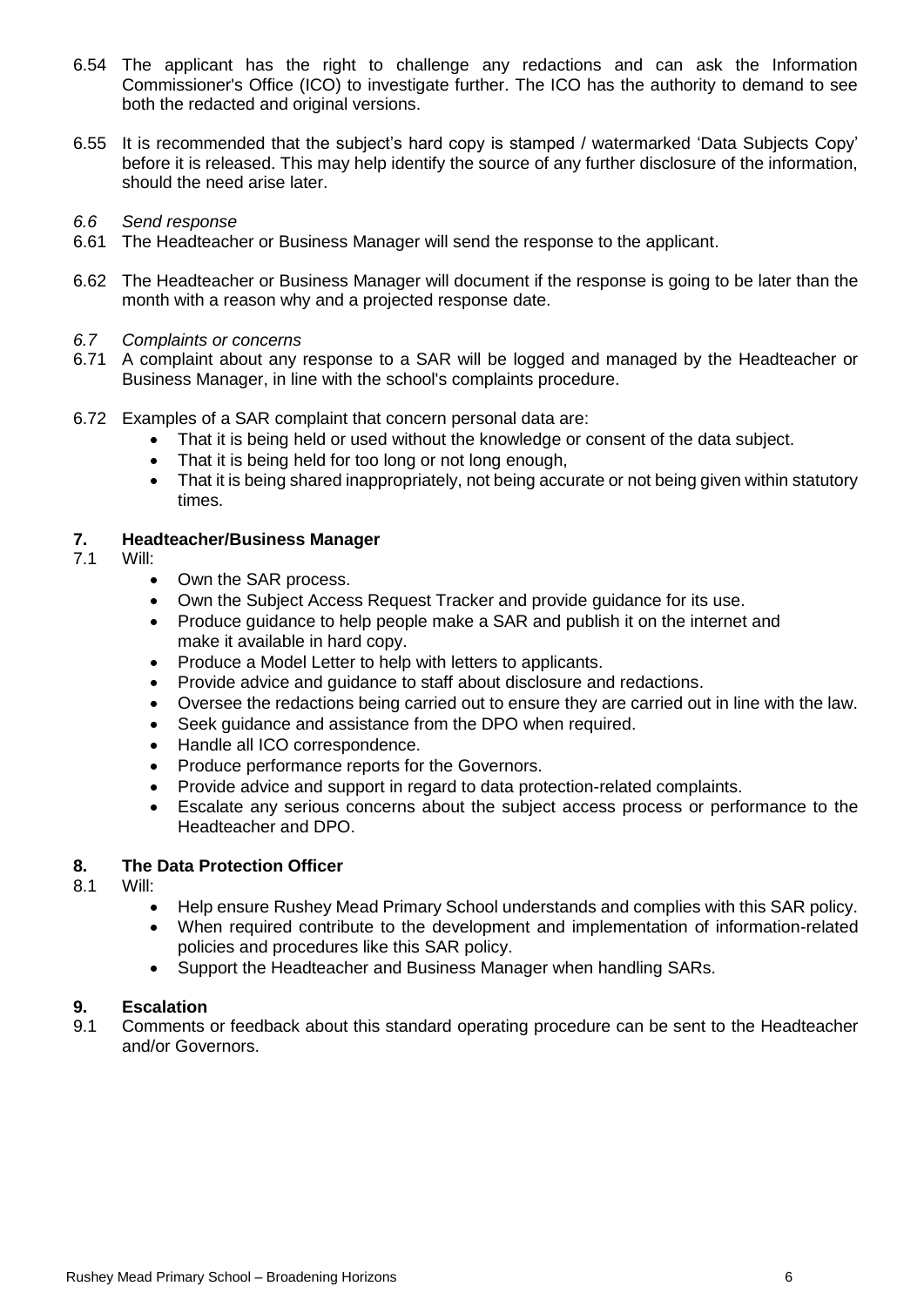6.54 The applicant has the right to challenge any redactions and can ask the Information Commissioner's Office (ICO) to investigate further. The ICO has the authority to demand to see both the redacted and original versions.

6.55 It is recommended that the subject's hard copy is stamped / watermarked 'Data Subjects Copy' before it is released. This may help identify the source of any further disclosure of the information, should the need arise later.

*6.6 Send response*

6.61 The Headteacher or Business Manager will send the response to the applicant.

6.62 The Headteacher or Business Manager will document if the response is going to be later than the month with a reason why and a projected response date.

*6.7 Complaints or concerns*

6.71 A complaint about any response to a SAR will be logged and managed by the Headteacher or Business Manager, in line with the school's complaints procedure.

6.72 Examples of a SAR complaint that concern personal data are:

- That it is being held or used without the knowledge or consent of the data subject.
- That it is being held for too long or not long enough,
- That it is being shared inappropriately, not being accurate or not being given within statutory times.

## 7. Headteacher/Business Manager

7.1 Will:

- Own the SAR process.
- Own the Subject Access Request Tracker and provide guidance for its use.
- Produce guidance to help people make a SAR and publish it on the internet and make it available in hard copy.
- Produce a Model Letter to help with letters to applicants.
- Provide advice and guidance to staff about disclosure and redactions.
- Oversee the redactions being carried out to ensure they are carried out in line with the law.
- Seek guidance and assistance from the DPO when required.
- Handle all ICO correspondence.
- Produce performance reports for the Governors.
- Provide advice and support in regard to data protection-related complaints.
- Escalate any serious concerns about the subject access process or performance to the Headteacher and DPO.

## 8. The Data Protection Officer

8.1 Will:

- Help ensure Rushey Mead Primary School understands and complies with this SAR policy.
- When required contribute to the development and implementation of information-related policies and procedures like this SAR policy.
- Support the Headteacher and Business Manager when handling SARs.

## 9. Escalation

9.1 Comments or feedback about this standard operating procedure can be sent to the Headteacher and/or Governors.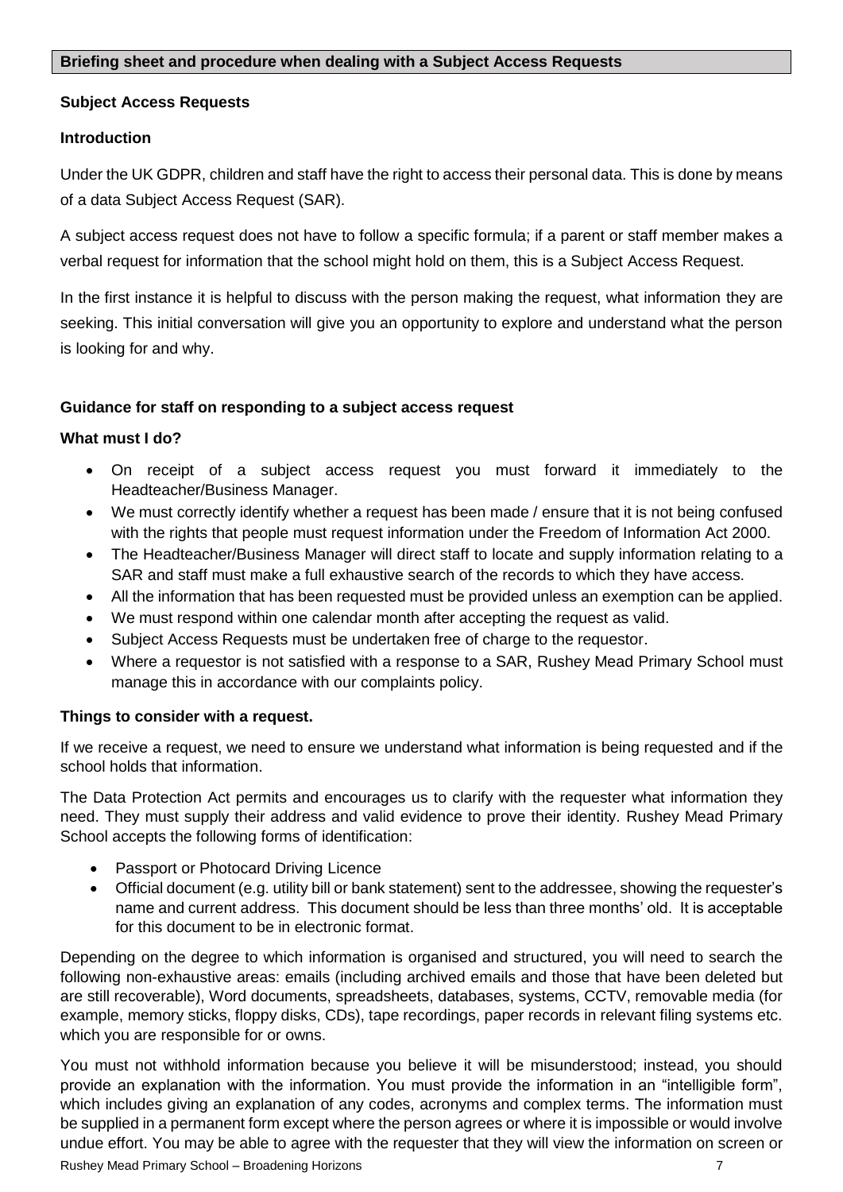## Briefing sheet and procedure when dealing with a Subject Access Requests

### Subject Access Requests

### Introduction

Under the UK GDPR, children and staff have the right to access their personal data. This is done by means of a data Subject Access Request (SAR).

A subject access request does not have to follow a specific formula; if a parent or staff member makes a verbal request for information that the school might hold on them, this is a Subject Access Request.

In the first instance it is helpful to discuss with the person making the request, what information they are seeking. This initial conversation will give you an opportunity to explore and understand what the person is looking for and why.

### Guidance for staff on responding to a subject access request

#### What must I do?

- On receipt of a subject access request you must forward it immediately to the Headteacher/Business Manager.
- We must correctly identify whether a request has been made / ensure that it is not being confused with the rights that people must request information under the Freedom of Information Act 2000.
- The Headteacher/Business Manager will direct staff to locate and supply information relating to a SAR and staff must make a full exhaustive search of the records to which they have access.
- All the information that has been requested must be provided unless an exemption can be applied.
- We must respond within one calendar month after accepting the request as valid.
- Subject Access Requests must be undertaken free of charge to the requestor.
- Where a requestor is not satisfied with a response to a SAR, Rushey Mead Primary School must manage this in accordance with our complaints policy.

#### Things to consider with a request.

If we receive a request, we need to ensure we understand what information is being requested and if the school holds that information.

The Data Protection Act permits and encourages us to clarify with the requester what information they need. They must supply their address and valid evidence to prove their identity. Rushey Mead Primary School accepts the following forms of identification:

- Passport or Photocard Driving Licence
- Official document (e.g. utility bill or bank statement) sent to the addressee, showing the requester's name and current address. This document should be less than three months' old. It is acceptable for this document to be in electronic format.

Depending on the degree to which information is organised and structured, you will need to search the following non-exhaustive areas: emails (including archived emails and those that have been deleted but are still recoverable), Word documents, spreadsheets, databases, systems, CCTV, removable media (for example, memory sticks, floppy disks, CDs), tape recordings, paper records in relevant filing systems etc. which you are responsible for or owns.

You must not withhold information because you believe it will be misunderstood; instead, you should provide an explanation with the information. You must provide the information in an "intelligible form", which includes giving an explanation of any codes, acronyms and complex terms. The information must be supplied in a permanent form except where the person agrees or where it is impossible or would involve undue effort. You may be able to agree with the requester that they will view the information on screen or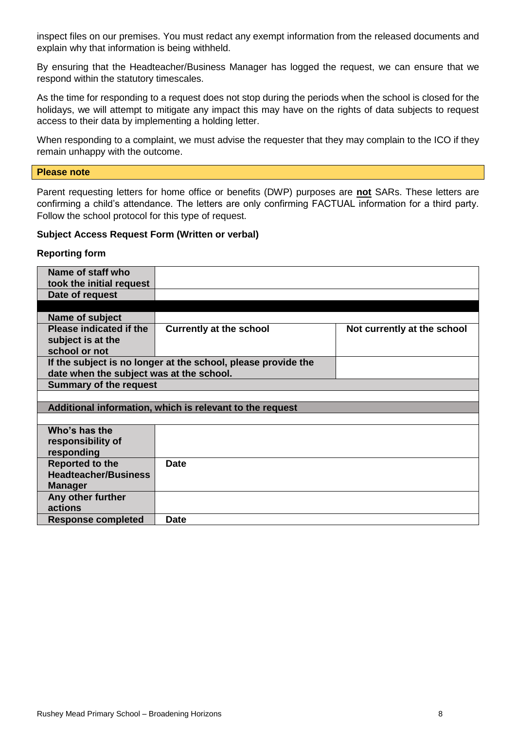inspect files on our premises. You must redact any exempt information from the released documents and explain why that information is being withheld.

By ensuring that the Headteacher/Business Manager has logged the request, we can ensure that we respond within the statutory timescales.

As the time for responding to a request does not stop during the periods when the school is closed for the holidays, we will attempt to mitigate any impact this may have on the rights of data subjects to request access to their data by implementing a holding letter.

When responding to a complaint, we must advise the requester that they may complain to the ICO if they remain unhappy with the outcome.

**Please note**

Parent requesting letters for home office or benefits (DWP) purposes are **not** SARs. These letters are confirming a child's attendance. The letters are only confirming FACTUAL information for a third party. Follow the school protocol for this type of request.

**Subject Access Request Form (Written or verbal)**

**Reporting form**

| | | |
|---|---|---|
| **Name of staff who took the initial request** | | |
| **Date of request** | | |
| | | |
| **Name of subject** | | |
| **Please indicated if the subject is at the school or not** | **Currently at the school** | **Not currently at the school** |
| **If the subject is no longer at the school, please provide the date when the subject was at the school.** | | |
| **Summary of the request** | | |
| | | |
| **Additional information, which is relevant to the request** | | |
| | | |
| **Who's has the responsibility of responding** | | |
| **Reported to the Headteacher/Business Manager** | **Date** | |
| **Any other further actions** | | |
| **Response completed** | **Date** | |